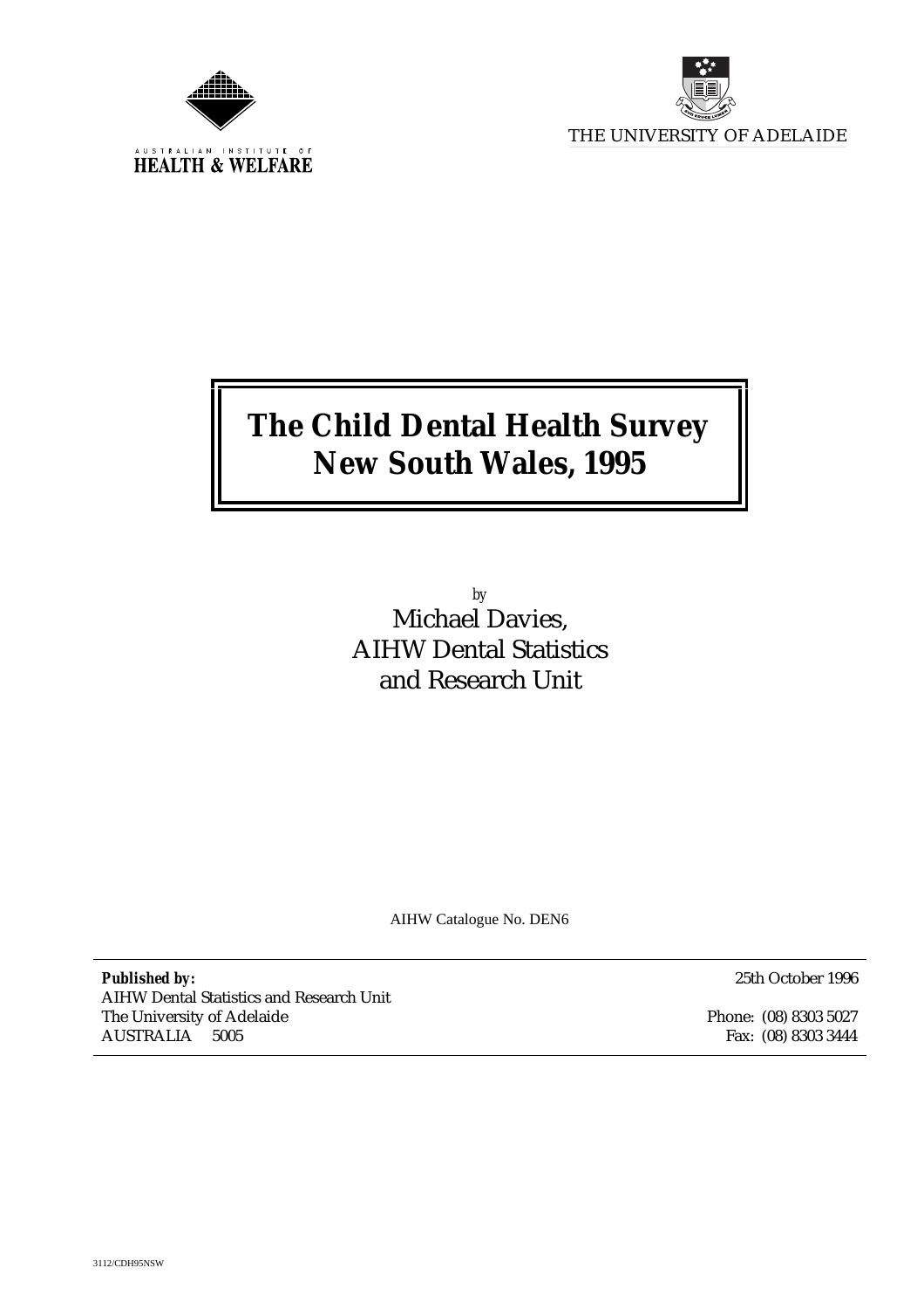AUSTRALIAN INSTITUTE OF
**HEALTH & WELFARE**

THE UNIVERSITY OF ADELAIDE

# The Child Dental Health Survey New South Wales, 1995

*by*
Michael Davies,
AIHW Dental Statistics
and Research Unit

AIHW Catalogue No. DEN6

**Published by:**
AIHW Dental Statistics and Research Unit
The University of Adelaide
AUSTRALIA 5005

25th October 1996

Phone: (08) 8303 5027
Fax: (08) 8303 3444

3112/CDH95NSW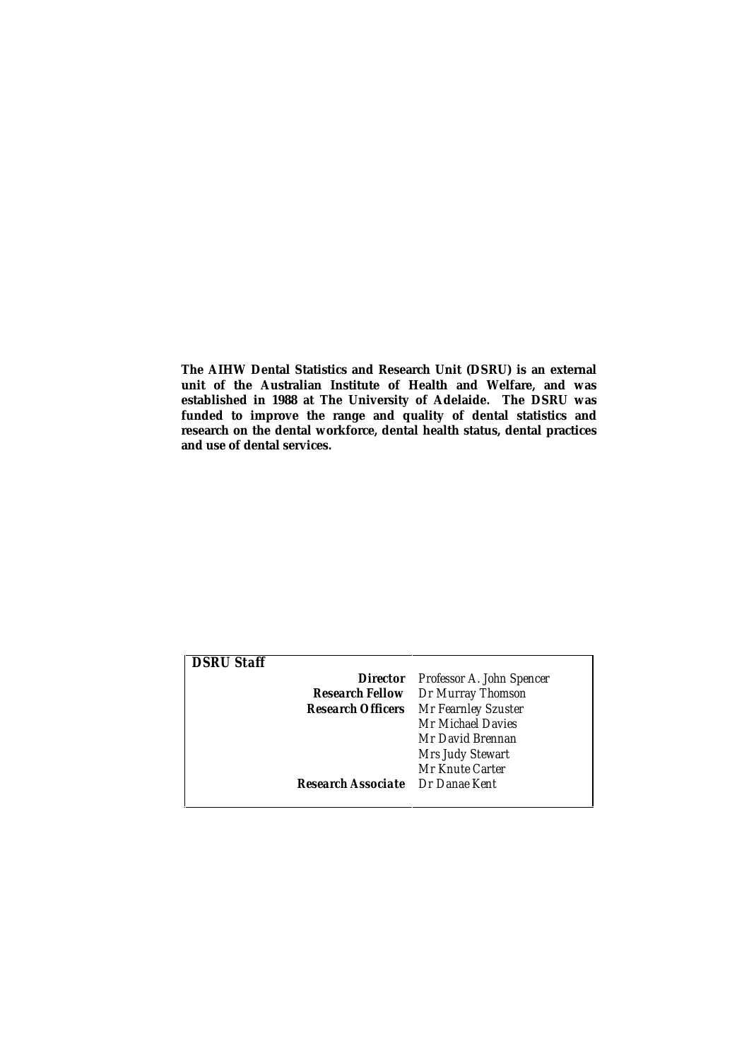**The AIHW Dental Statistics and Research Unit (DSRU) is an external unit of the Australian Institute of Health and Welfare, and was established in 1988 at The University of Adelaide. The DSRU was funded to improve the range and quality of dental statistics and research on the dental workforce, dental health status, dental practices and use of dental services.**

| ***DSRU Staff*** | |
|---|---|
| ***Director*** | *Professor A. John Spencer* |
| ***Research Fellow*** | *Dr Murray Thomson* |
| ***Research Officers*** | *Mr Fearnley Szuster* |
| | *Mr Michael Davies* |
| | *Mr David Brennan* |
| | *Mrs Judy Stewart* |
| | *Mr Knute Carter* |
| ***Research Associate*** | *Dr Danae Kent* |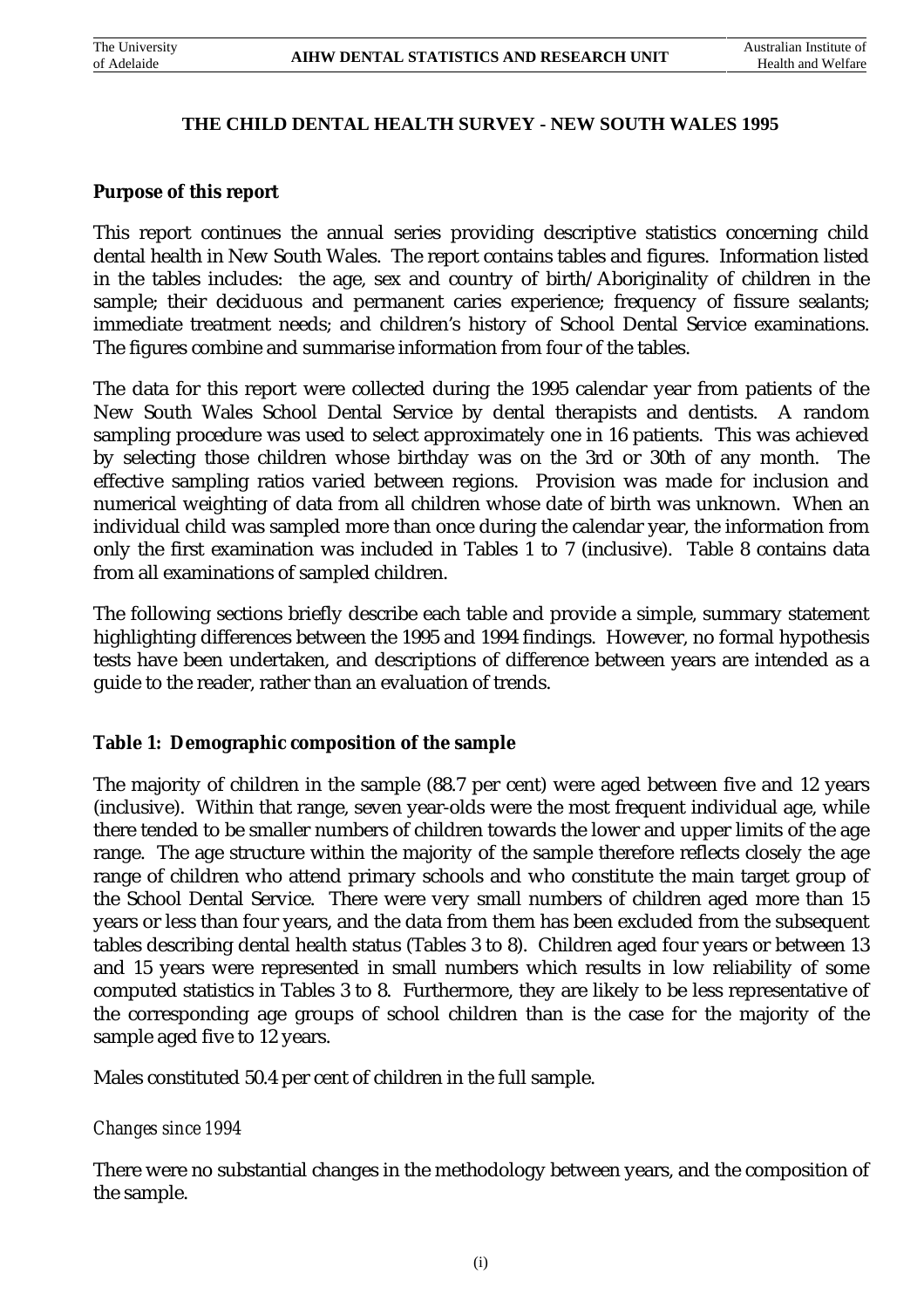# THE CHILD DENTAL HEALTH SURVEY - NEW SOUTH WALES 1995

## Purpose of this report

This report continues the annual series providing descriptive statistics concerning child dental health in New South Wales. The report contains tables and figures. Information listed in the tables includes: the age, sex and country of birth/Aboriginality of children in the sample; their deciduous and permanent caries experience; frequency of fissure sealants; immediate treatment needs; and children's history of School Dental Service examinations. The figures combine and summarise information from four of the tables.

The data for this report were collected during the 1995 calendar year from patients of the New South Wales School Dental Service by dental therapists and dentists. A random sampling procedure was used to select approximately one in 16 patients. This was achieved by selecting those children whose birthday was on the 3rd or 30th of any month. The effective sampling ratios varied between regions. Provision was made for inclusion and numerical weighting of data from all children whose date of birth was unknown. When an individual child was sampled more than once during the calendar year, the information from only the first examination was included in Tables 1 to 7 (inclusive). Table 8 contains data from all examinations of sampled children.

The following sections briefly describe each table and provide a simple, summary statement highlighting differences between the 1995 and 1994 findings. However, no formal hypothesis tests have been undertaken, and descriptions of difference between years are intended as a guide to the reader, rather than an evaluation of trends.

## Table 1: Demographic composition of the sample

The majority of children in the sample (88.7 per cent) were aged between five and 12 years (inclusive). Within that range, seven year-olds were the most frequent individual age, while there tended to be smaller numbers of children towards the lower and upper limits of the age range. The age structure within the majority of the sample therefore reflects closely the age range of children who attend primary schools and who constitute the main target group of the School Dental Service. There were very small numbers of children aged more than 15 years or less than four years, and the data from them has been excluded from the subsequent tables describing dental health status (Tables 3 to 8). Children aged four years or between 13 and 15 years were represented in small numbers which results in low reliability of some computed statistics in Tables 3 to 8. Furthermore, they are likely to be less representative of the corresponding age groups of school children than is the case for the majority of the sample aged five to 12 years.

Males constituted 50.4 per cent of children in the full sample.

*Changes since 1994*

There were no substantial changes in the methodology between years, and the composition of the sample.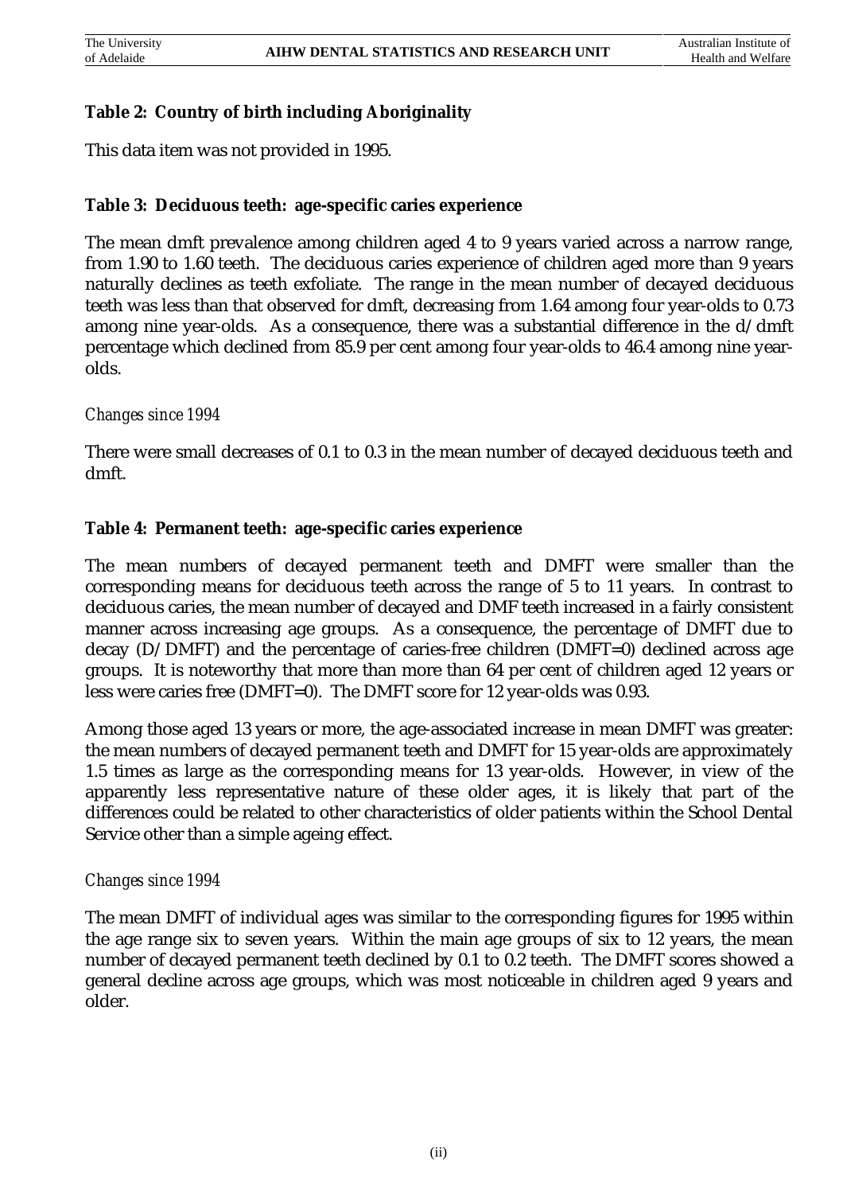**Table 2: Country of birth including Aboriginality**

This data item was not provided in 1995.

**Table 3: Deciduous teeth: age-specific caries experience**

The mean dmft prevalence among children aged 4 to 9 years varied across a narrow range, from 1.90 to 1.60 teeth. The deciduous caries experience of children aged more than 9 years naturally declines as teeth exfoliate. The range in the mean number of decayed deciduous teeth was less than that observed for dmft, decreasing from 1.64 among four year-olds to 0.73 among nine year-olds. As a consequence, there was a substantial difference in the d/dmft percentage which declined from 85.9 per cent among four year-olds to 46.4 among nine year-olds.

*Changes since 1994*

There were small decreases of 0.1 to 0.3 in the mean number of decayed deciduous teeth and dmft.

**Table 4: Permanent teeth: age-specific caries experience**

The mean numbers of decayed permanent teeth and DMFT were smaller than the corresponding means for deciduous teeth across the range of 5 to 11 years. In contrast to deciduous caries, the mean number of decayed and DMF teeth increased in a fairly consistent manner across increasing age groups. As a consequence, the percentage of DMFT due to decay (D/DMFT) and the percentage of caries-free children (DMFT=0) declined across age groups. It is noteworthy that more than more than 64 per cent of children aged 12 years or less were caries free (DMFT=0). The DMFT score for 12 year-olds was 0.93.

Among those aged 13 years or more, the age-associated increase in mean DMFT was greater: the mean numbers of decayed permanent teeth and DMFT for 15 year-olds are approximately 1.5 times as large as the corresponding means for 13 year-olds. However, in view of the apparently less representative nature of these older ages, it is likely that part of the differences could be related to other characteristics of older patients within the School Dental Service other than a simple ageing effect.

*Changes since 1994*

The mean DMFT of individual ages was similar to the corresponding figures for 1995 within the age range six to seven years. Within the main age groups of six to 12 years, the mean number of decayed permanent teeth declined by 0.1 to 0.2 teeth. The DMFT scores showed a general decline across age groups, which was most noticeable in children aged 9 years and older.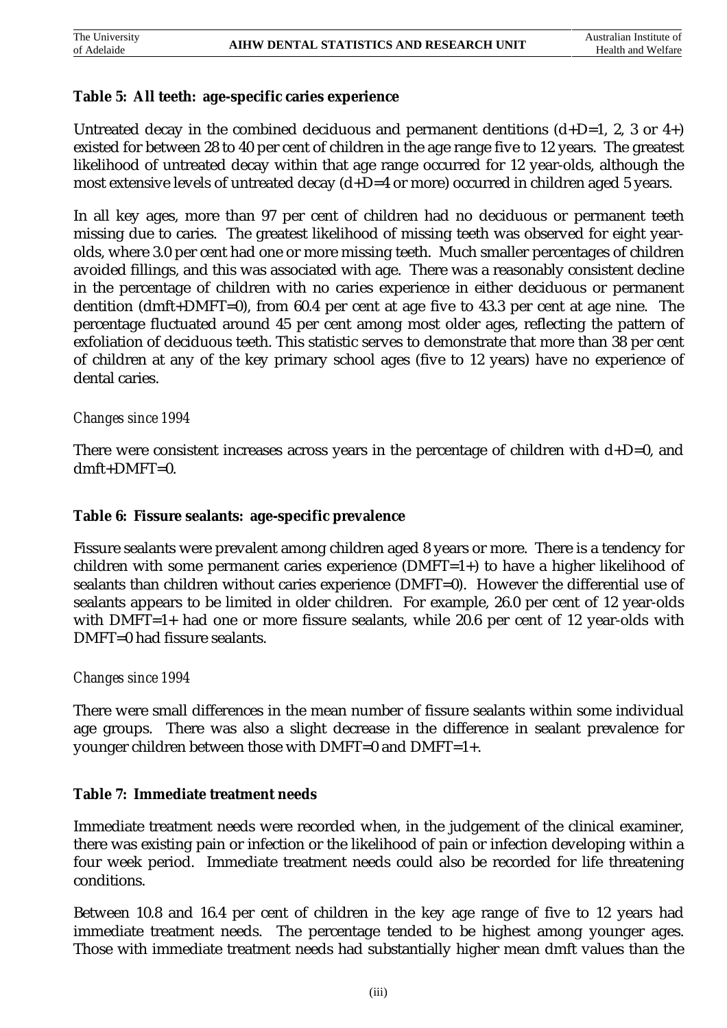**Table 5: All teeth: age-specific caries experience**

Untreated decay in the combined deciduous and permanent dentitions (d+D=1, 2, 3 or 4+) existed for between 28 to 40 per cent of children in the age range five to 12 years. The greatest likelihood of untreated decay within that age range occurred for 12 year-olds, although the most extensive levels of untreated decay (d+D=4 or more) occurred in children aged 5 years.

In all key ages, more than 97 per cent of children had no deciduous or permanent teeth missing due to caries. The greatest likelihood of missing teeth was observed for eight year-olds, where 3.0 per cent had one or more missing teeth. Much smaller percentages of children avoided fillings, and this was associated with age. There was a reasonably consistent decline in the percentage of children with no caries experience in either deciduous or permanent dentition (dmft+DMFT=0), from 60.4 per cent at age five to 43.3 per cent at age nine. The percentage fluctuated around 45 per cent among most older ages, reflecting the pattern of exfoliation of deciduous teeth. This statistic serves to demonstrate that more than 38 per cent of children at any of the key primary school ages (five to 12 years) have no experience of dental caries.

*Changes since 1994*

There were consistent increases across years in the percentage of children with d+D=0, and dmft+DMFT=0.

**Table 6: Fissure sealants: age-specific prevalence**

Fissure sealants were prevalent among children aged 8 years or more. There is a tendency for children with some permanent caries experience (DMFT=1+) to have a higher likelihood of sealants than children without caries experience (DMFT=0). However the differential use of sealants appears to be limited in older children. For example, 26.0 per cent of 12 year-olds with DMFT=1+ had one or more fissure sealants, while 20.6 per cent of 12 year-olds with DMFT=0 had fissure sealants.

*Changes since 1994*

There were small differences in the mean number of fissure sealants within some individual age groups. There was also a slight decrease in the difference in sealant prevalence for younger children between those with DMFT=0 and DMFT=1+.

**Table 7: Immediate treatment needs**

Immediate treatment needs were recorded when, in the judgement of the clinical examiner, there was existing pain or infection or the likelihood of pain or infection developing within a four week period. Immediate treatment needs could also be recorded for life threatening conditions.

Between 10.8 and 16.4 per cent of children in the key age range of five to 12 years had immediate treatment needs. The percentage tended to be highest among younger ages. Those with immediate treatment needs had substantially higher mean dmft values than the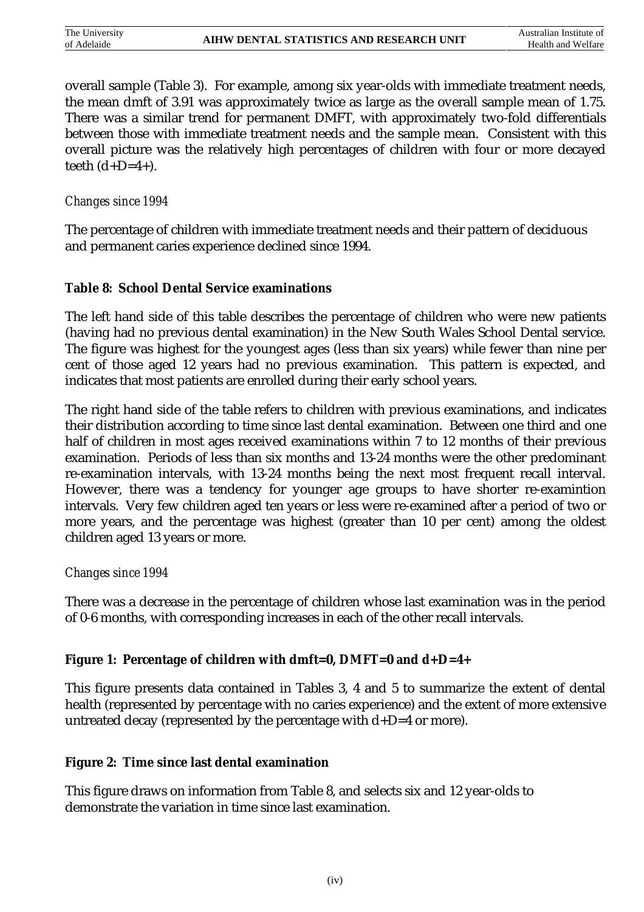overall sample (Table 3). For example, among six year-olds with immediate treatment needs, the mean dmft of 3.91 was approximately twice as large as the overall sample mean of 1.75. There was a similar trend for permanent DMFT, with approximately two-fold differentials between those with immediate treatment needs and the sample mean. Consistent with this overall picture was the relatively high percentages of children with four or more decayed teeth (d+D=4+).

*Changes since 1994*

The percentage of children with immediate treatment needs and their pattern of deciduous and permanent caries experience declined since 1994.

**Table 8: School Dental Service examinations**

The left hand side of this table describes the percentage of children who were new patients (having had no previous dental examination) in the New South Wales School Dental service. The figure was highest for the youngest ages (less than six years) while fewer than nine per cent of those aged 12 years had no previous examination. This pattern is expected, and indicates that most patients are enrolled during their early school years.

The right hand side of the table refers to children with previous examinations, and indicates their distribution according to time since last dental examination. Between one third and one half of children in most ages received examinations within 7 to 12 months of their previous examination. Periods of less than six months and 13-24 months were the other predominant re-examination intervals, with 13-24 months being the next most frequent recall interval. However, there was a tendency for younger age groups to have shorter re-examintion intervals. Very few children aged ten years or less were re-examined after a period of two or more years, and the percentage was highest (greater than 10 per cent) among the oldest children aged 13 years or more.

*Changes since 1994*

There was a decrease in the percentage of children whose last examination was in the period of 0-6 months, with corresponding increases in each of the other recall intervals.

**Figure 1: Percentage of children with dmft=0, DMFT=0 and d+D=4+**

This figure presents data contained in Tables 3, 4 and 5 to summarize the extent of dental health (represented by percentage with no caries experience) and the extent of more extensive untreated decay (represented by the percentage with d+D=4 or more).

**Figure 2: Time since last dental examination**

This figure draws on information from Table 8, and selects six and 12 year-olds to demonstrate the variation in time since last examination.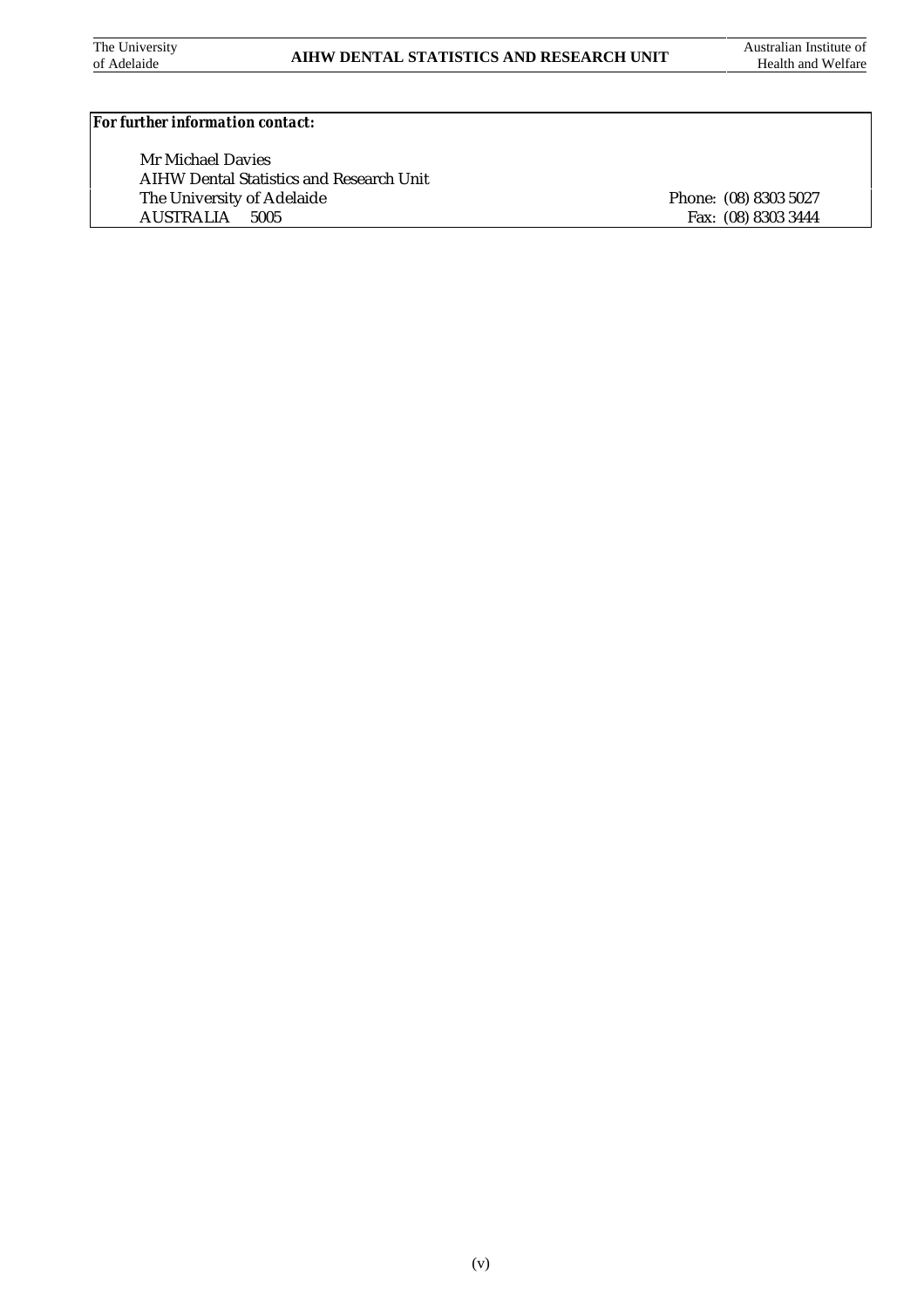*For further information contact:*

Mr Michael Davies
AIHW Dental Statistics and Research Unit
The University of Adelaide
AUSTRALIA 5005

Phone: (08) 8303 5027
Fax: (08) 8303 3444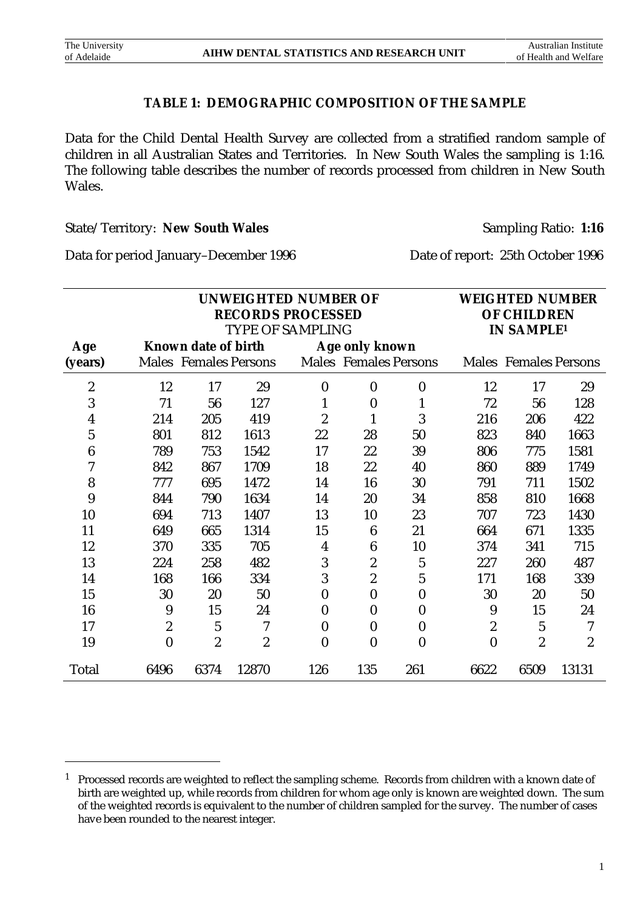## TABLE 1: DEMOGRAPHIC COMPOSITION OF THE SAMPLE

Data for the Child Dental Health Survey are collected from a stratified random sample of children in all Australian States and Territories. In New South Wales the sampling is 1:16. The following table describes the number of records processed from children in New South Wales.

State/Territory: **New South Wales** Sampling Ratio: **1:16**

Data for period January–December 1996 Date of report: 25th October 1996

| | UNWEIGHTED NUMBER OF RECORDS PROCESSED TYPE OF SAMPLING | | | | | | WEIGHTED NUMBER OF CHILDREN IN SAMPLE[1] | | |
|---|---|---|---|---|---|---|---|---|---|
| **Age** | **Known date of birth** | | | **Age only known** | | | | | |
| **(years)** | Males | Females | Persons | Males | Females | Persons | Males | Females | Persons |
| 2 | 12 | 17 | 29 | 0 | 0 | 0 | 12 | 17 | 29 |
| 3 | 71 | 56 | 127 | 1 | 0 | 1 | 72 | 56 | 128 |
| 4 | 214 | 205 | 419 | 2 | 1 | 3 | 216 | 206 | 422 |
| 5 | 801 | 812 | 1613 | 22 | 28 | 50 | 823 | 840 | 1663 |
| 6 | 789 | 753 | 1542 | 17 | 22 | 39 | 806 | 775 | 1581 |
| 7 | 842 | 867 | 1709 | 18 | 22 | 40 | 860 | 889 | 1749 |
| 8 | 777 | 695 | 1472 | 14 | 16 | 30 | 791 | 711 | 1502 |
| 9 | 844 | 790 | 1634 | 14 | 20 | 34 | 858 | 810 | 1668 |
| 10 | 694 | 713 | 1407 | 13 | 10 | 23 | 707 | 723 | 1430 |
| 11 | 649 | 665 | 1314 | 15 | 6 | 21 | 664 | 671 | 1335 |
| 12 | 370 | 335 | 705 | 4 | 6 | 10 | 374 | 341 | 715 |
| 13 | 224 | 258 | 482 | 3 | 2 | 5 | 227 | 260 | 487 |
| 14 | 168 | 166 | 334 | 3 | 2 | 5 | 171 | 168 | 339 |
| 15 | 30 | 20 | 50 | 0 | 0 | 0 | 30 | 20 | 50 |
| 16 | 9 | 15 | 24 | 0 | 0 | 0 | 9 | 15 | 24 |
| 17 | 2 | 5 | 7 | 0 | 0 | 0 | 2 | 5 | 7 |
| 19 | 0 | 2 | 2 | 0 | 0 | 0 | 0 | 2 | 2 |
| Total | 6496 | 6374 | 12870 | 126 | 135 | 261 | 6622 | 6509 | 13131 |

[1] Processed records are weighted to reflect the sampling scheme. Records from children with a known date of birth are weighted up, while records from children for whom age only is known are weighted down. The sum of the weighted records is equivalent to the number of children sampled for the survey. The number of cases have been rounded to the nearest integer.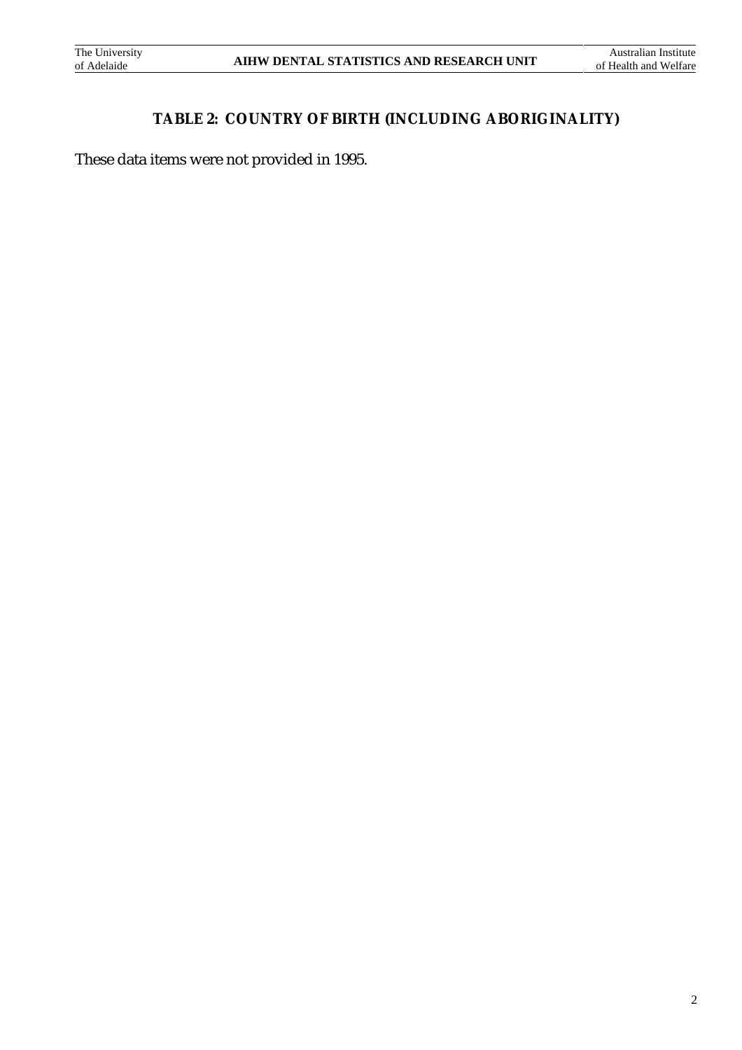## TABLE 2: COUNTRY OF BIRTH (INCLUDING ABORIGINALITY)

These data items were not provided in 1995.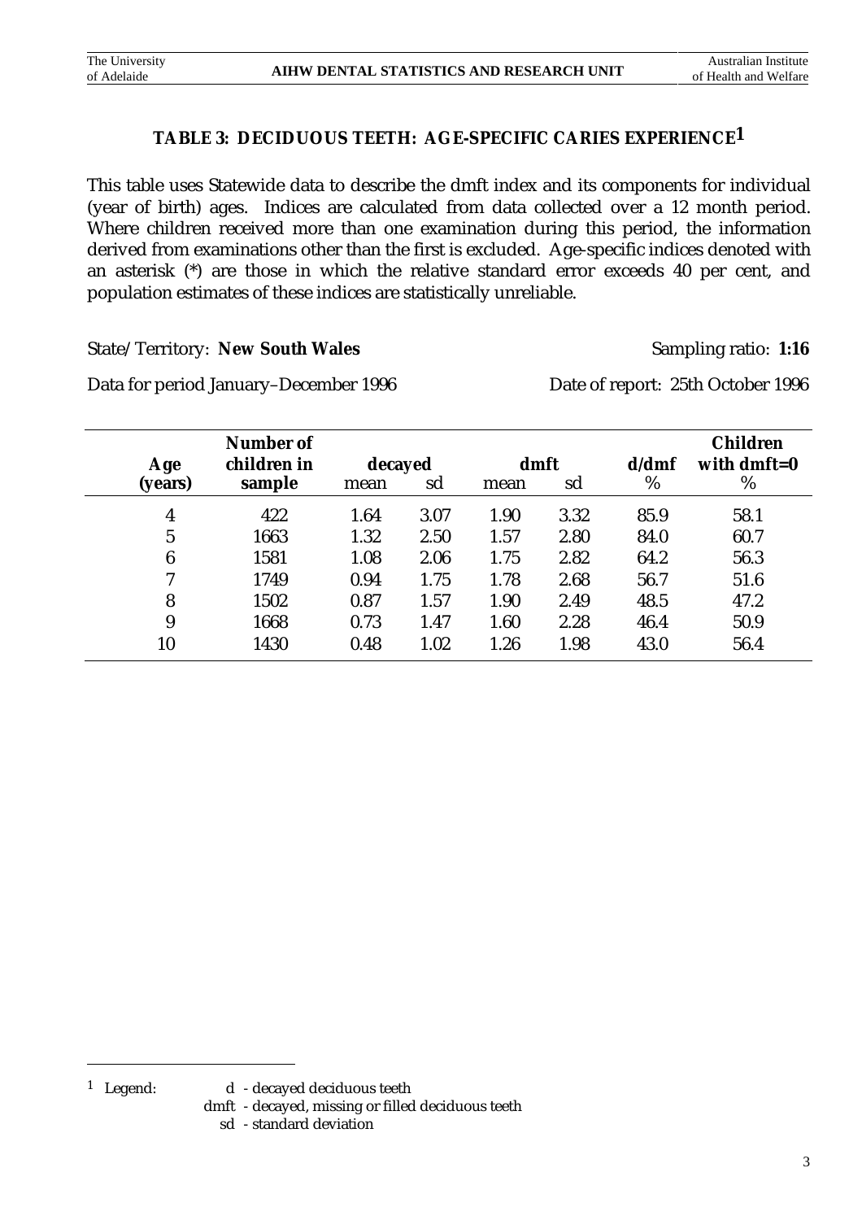## TABLE 3: DECIDUOUS TEETH: AGE-SPECIFIC CARIES EXPERIENCE[1]

This table uses Statewide data to describe the dmft index and its components for individual (year of birth) ages. Indices are calculated from data collected over a 12 month period. Where children received more than one examination during this period, the information derived from examinations other than the first is excluded. Age-specific indices denoted with an asterisk (*) are those in which the relative standard error exceeds 40 per cent, and population estimates of these indices are statistically unreliable.

State/Territory: **New South Wales** Sampling ratio: **1:16**

Data for period January–December 1996 Date of report: 25th October 1996

| Age (years) | Number of children in sample | decayed | | dmft | | d/dmf | Children with dmft=0 |
|---|---|---|---|---|---|---|---|
| | | mean | sd | mean | sd | % | % |
| 4 | 422 | 1.64 | 3.07 | 1.90 | 3.32 | 85.9 | 58.1 |
| 5 | 1663 | 1.32 | 2.50 | 1.57 | 2.80 | 84.0 | 60.7 |
| 6 | 1581 | 1.08 | 2.06 | 1.75 | 2.82 | 64.2 | 56.3 |
| 7 | 1749 | 0.94 | 1.75 | 1.78 | 2.68 | 56.7 | 51.6 |
| 8 | 1502 | 0.87 | 1.57 | 1.90 | 2.49 | 48.5 | 47.2 |
| 9 | 1668 | 0.73 | 1.47 | 1.60 | 2.28 | 46.4 | 50.9 |
| 10 | 1430 | 0.48 | 1.02 | 1.26 | 1.98 | 43.0 | 56.4 |

[1] Legend:
d - decayed deciduous teeth
dmft - decayed, missing or filled deciduous teeth
sd - standard deviation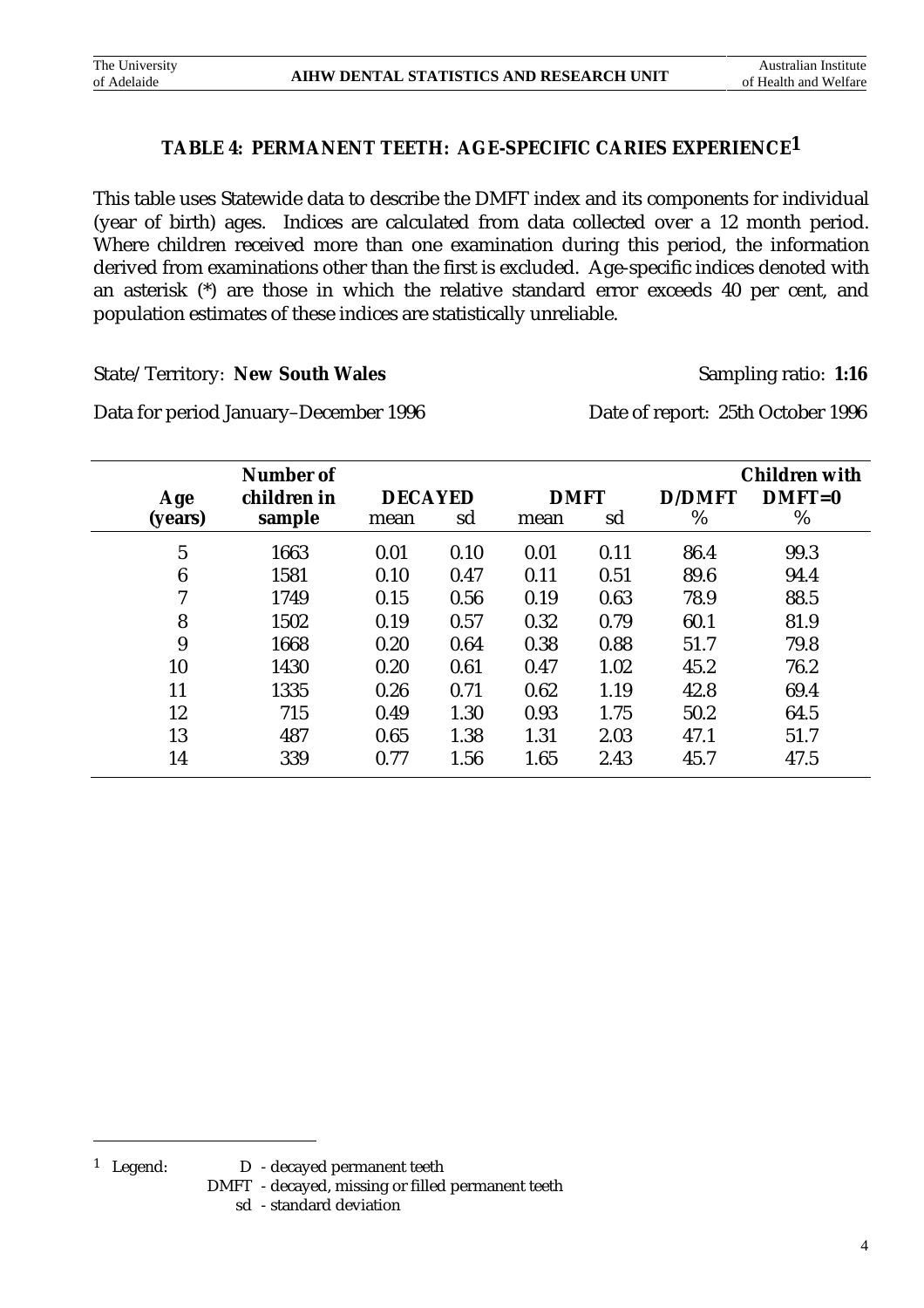## TABLE 4: PERMANENT TEETH: AGE-SPECIFIC CARIES EXPERIENCE[1]

This table uses Statewide data to describe the DMFT index and its components for individual (year of birth) ages. Indices are calculated from data collected over a 12 month period. Where children received more than one examination during this period, the information derived from examinations other than the first is excluded. Age-specific indices denoted with an asterisk (*) are those in which the relative standard error exceeds 40 per cent, and population estimates of these indices are statistically unreliable.

State/Territory: **New South Wales** Sampling ratio: **1:16**

Data for period January–December 1996 Date of report: 25th October 1996

| Age (years) | Number of children in sample | DECAYED | | DMFT | | D/DMFT | Children with DMFT=0 |
|---|---|---|---|---|---|---|---|
| | | mean | sd | mean | sd | % | % |
| 5 | 1663 | 0.01 | 0.10 | 0.01 | 0.11 | 86.4 | 99.3 |
| 6 | 1581 | 0.10 | 0.47 | 0.11 | 0.51 | 89.6 | 94.4 |
| 7 | 1749 | 0.15 | 0.56 | 0.19 | 0.63 | 78.9 | 88.5 |
| 8 | 1502 | 0.19 | 0.57 | 0.32 | 0.79 | 60.1 | 81.9 |
| 9 | 1668 | 0.20 | 0.64 | 0.38 | 0.88 | 51.7 | 79.8 |
| 10 | 1430 | 0.20 | 0.61 | 0.47 | 1.02 | 45.2 | 76.2 |
| 11 | 1335 | 0.26 | 0.71 | 0.62 | 1.19 | 42.8 | 69.4 |
| 12 | 715 | 0.49 | 1.30 | 0.93 | 1.75 | 50.2 | 64.5 |
| 13 | 487 | 0.65 | 1.38 | 1.31 | 2.03 | 47.1 | 51.7 |
| 14 | 339 | 0.77 | 1.56 | 1.65 | 2.43 | 45.7 | 47.5 |

[1] Legend:
- D - decayed permanent teeth
- DMFT - decayed, missing or filled permanent teeth
- sd - standard deviation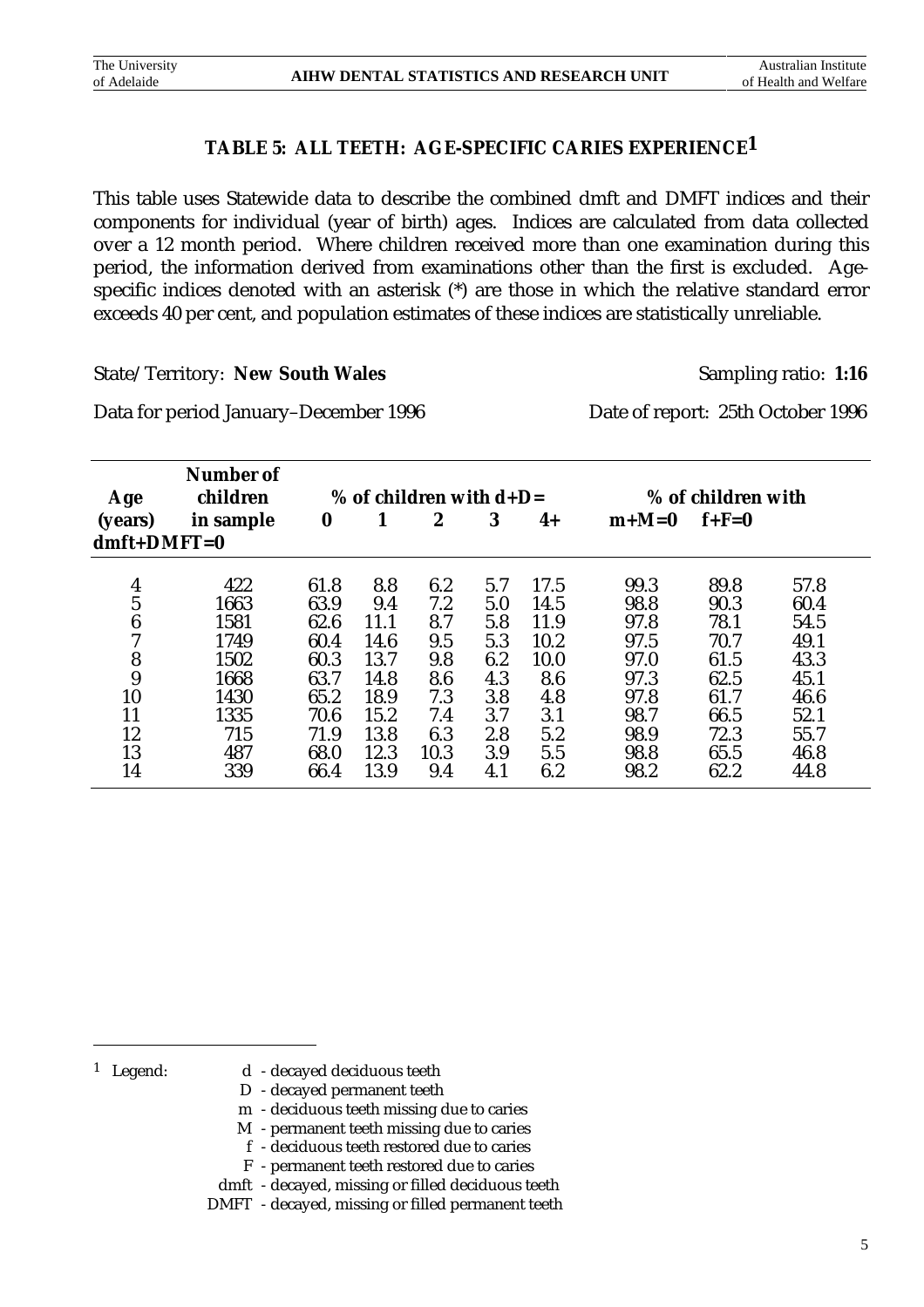### TABLE 5: ALL TEETH: AGE-SPECIFIC CARIES EXPERIENCE[1]

This table uses Statewide data to describe the combined dmft and DMFT indices and their components for individual (year of birth) ages. Indices are calculated from data collected over a 12 month period. Where children received more than one examination during this period, the information derived from examinations other than the first is excluded. Age-specific indices denoted with an asterisk (*) are those in which the relative standard error exceeds 40 per cent, and population estimates of these indices are statistically unreliable.

State/Territory: **New South Wales** Sampling ratio: **1:16**

Data for period January–December 1996 Date of report: 25th October 1996

| Age (years) | Number of children in sample | % of children with d+D= | | | | | % of children with | | |
|---|---|---|---|---|---|---|---|---|---|
| | | 0 | 1 | 2 | 3 | 4+ | m+M=0 | f+F=0 | dmft+DMFT=0 |
| 4 | 422 | 61.8 | 8.8 | 6.2 | 5.7 | 17.5 | 99.3 | 89.8 | 57.8 |
| 5 | 1663 | 63.9 | 9.4 | 7.2 | 5.0 | 14.5 | 98.8 | 90.3 | 60.4 |
| 6 | 1581 | 62.6 | 11.1 | 8.7 | 5.8 | 11.9 | 97.8 | 78.1 | 54.5 |
| 7 | 1749 | 60.4 | 14.6 | 9.5 | 5.3 | 10.2 | 97.5 | 70.7 | 49.1 |
| 8 | 1502 | 60.3 | 13.7 | 9.8 | 6.2 | 10.0 | 97.0 | 61.5 | 43.3 |
| 9 | 1668 | 63.7 | 14.8 | 8.6 | 4.3 | 8.6 | 97.3 | 62.5 | 45.1 |
| 10 | 1430 | 65.2 | 18.9 | 7.3 | 3.8 | 4.8 | 97.8 | 61.7 | 46.6 |
| 11 | 1335 | 70.6 | 15.2 | 7.4 | 3.7 | 3.1 | 98.7 | 66.5 | 52.1 |
| 12 | 715 | 71.9 | 13.8 | 6.3 | 2.8 | 5.2 | 98.9 | 72.3 | 55.7 |
| 13 | 487 | 68.0 | 12.3 | 10.3 | 3.9 | 5.5 | 98.8 | 65.5 | 46.8 |
| 14 | 339 | 66.4 | 13.9 | 9.4 | 4.1 | 6.2 | 98.2 | 62.2 | 44.8 |

[1] Legend:
- d - decayed deciduous teeth
- D - decayed permanent teeth
- m - deciduous teeth missing due to caries
- M - permanent teeth missing due to caries
- f - deciduous teeth restored due to caries
- F - permanent teeth restored due to caries
- dmft - decayed, missing or filled deciduous teeth
- DMFT - decayed, missing or filled permanent teeth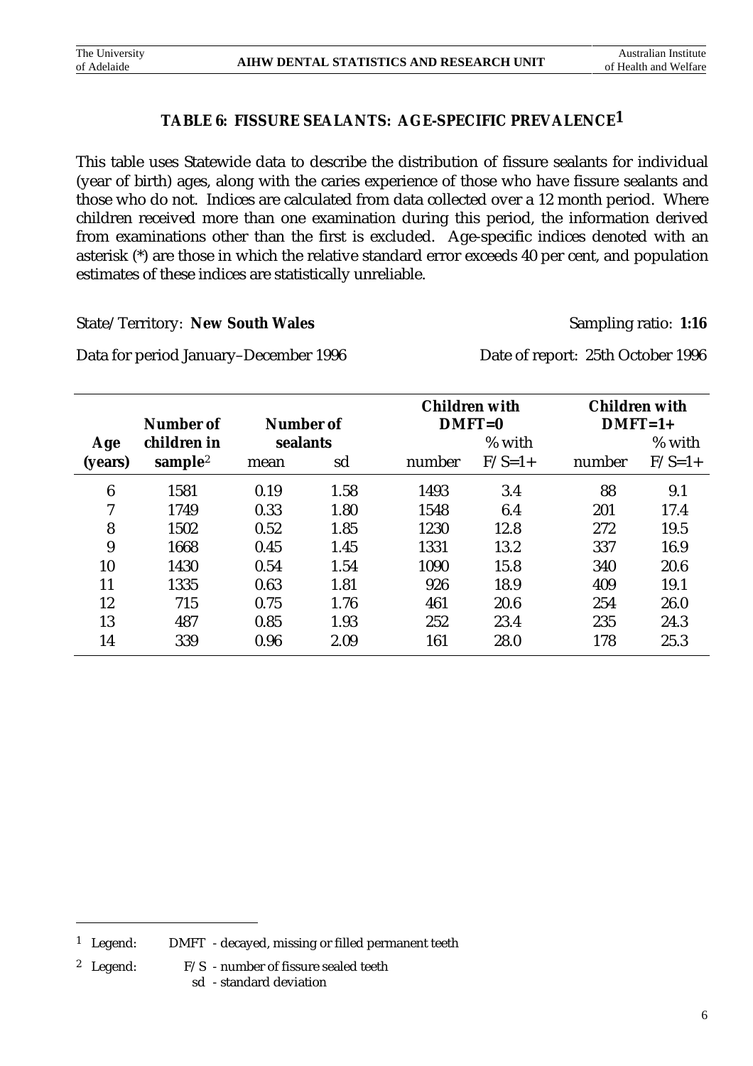## TABLE 6: FISSURE SEALANTS: AGE-SPECIFIC PREVALENCE[1]

This table uses Statewide data to describe the distribution of fissure sealants for individual (year of birth) ages, along with the caries experience of those who have fissure sealants and those who do not. Indices are calculated from data collected over a 12 month period. Where children received more than one examination during this period, the information derived from examinations other than the first is excluded. Age-specific indices denoted with an asterisk (*) are those in which the relative standard error exceeds 40 per cent, and population estimates of these indices are statistically unreliable.

State/Territory: **New South Wales** Sampling ratio: **1:16**

Data for period January–December 1996 Date of report: 25th October 1996

| Age (years) | Number of children in sample[2] | Number of sealants | | Children with DMFT=0 | | Children with DMFT=1+ | |
|---|---|---|---|---|---|---|---|
| | | mean | sd | number | % with F/S=1+ | number | % with F/S=1+ |
| 6 | 1581 | 0.19 | 1.58 | 1493 | 3.4 | 88 | 9.1 |
| 7 | 1749 | 0.33 | 1.80 | 1548 | 6.4 | 201 | 17.4 |
| 8 | 1502 | 0.52 | 1.85 | 1230 | 12.8 | 272 | 19.5 |
| 9 | 1668 | 0.45 | 1.45 | 1331 | 13.2 | 337 | 16.9 |
| 10 | 1430 | 0.54 | 1.54 | 1090 | 15.8 | 340 | 20.6 |
| 11 | 1335 | 0.63 | 1.81 | 926 | 18.9 | 409 | 19.1 |
| 12 | 715 | 0.75 | 1.76 | 461 | 20.6 | 254 | 26.0 |
| 13 | 487 | 0.85 | 1.93 | 252 | 23.4 | 235 | 24.3 |
| 14 | 339 | 0.96 | 2.09 | 161 | 28.0 | 178 | 25.3 |

[1] Legend: DMFT - decayed, missing or filled permanent teeth

[2] Legend: F/S - number of fissure sealed teeth
sd - standard deviation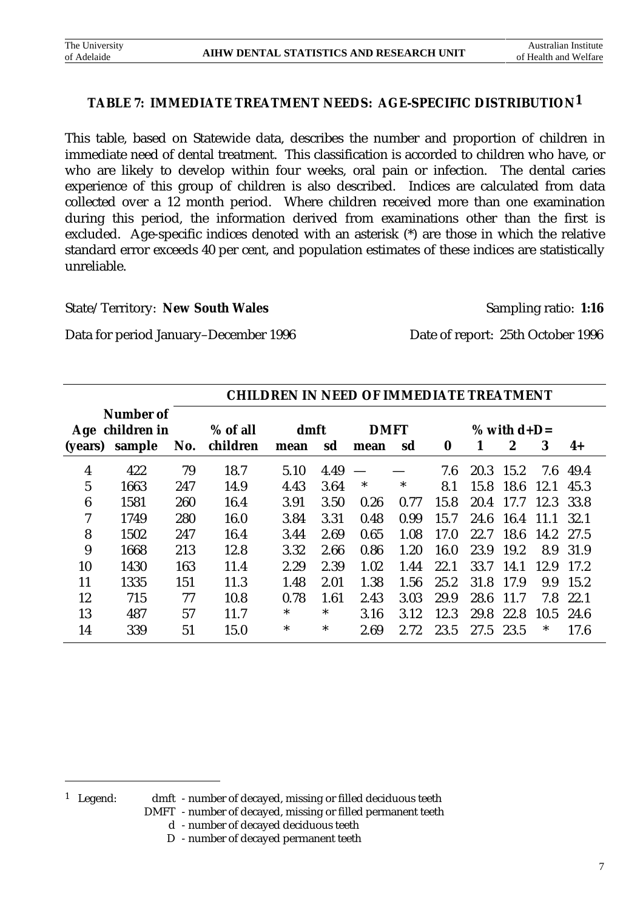## TABLE 7: IMMEDIATE TREATMENT NEEDS: AGE-SPECIFIC DISTRIBUTION[1]

This table, based on Statewide data, describes the number and proportion of children in immediate need of dental treatment. This classification is accorded to children who have, or who are likely to develop within four weeks, oral pain or infection. The dental caries experience of this group of children is also described. Indices are calculated from data collected over a 12 month period. Where children received more than one examination during this period, the information derived from examinations other than the first is excluded. Age-specific indices denoted with an asterisk (*) are those in which the relative standard error exceeds 40 per cent, and population estimates of these indices are statistically unreliable.

State/Territory: **New South Wales** Sampling ratio: **1:16**

Data for period January–December 1996 Date of report: 25th October 1996

| Age (years) | Number of children in sample | CHILDREN IN NEED OF IMMEDIATE TREATMENT | | | | | | | | | | | |
|---|---|---|---|---|---|---|---|---|---|---|---|---|---|
| | | No. | % of all children | dmft mean | dmft sd | DMFT mean | DMFT sd | % with d+D= 0 | 1 | 2 | 3 | 4+ |
| 4 | 422 | 79 | 18.7 | 5.10 | 4.49 | — | — | 7.6 | 20.3 | 15.2 | 7.6 | 49.4 |
| 5 | 1663 | 247 | 14.9 | 4.43 | 3.64 | * | * | 8.1 | 15.8 | 18.6 | 12.1 | 45.3 |
| 6 | 1581 | 260 | 16.4 | 3.91 | 3.50 | 0.26 | 0.77 | 15.8 | 20.4 | 17.7 | 12.3 | 33.8 |
| 7 | 1749 | 280 | 16.0 | 3.84 | 3.31 | 0.48 | 0.99 | 15.7 | 24.6 | 16.4 | 11.1 | 32.1 |
| 8 | 1502 | 247 | 16.4 | 3.44 | 2.69 | 0.65 | 1.08 | 17.0 | 22.7 | 18.6 | 14.2 | 27.5 |
| 9 | 1668 | 213 | 12.8 | 3.32 | 2.66 | 0.86 | 1.20 | 16.0 | 23.9 | 19.2 | 8.9 | 31.9 |
| 10 | 1430 | 163 | 11.4 | 2.29 | 2.39 | 1.02 | 1.44 | 22.1 | 33.7 | 14.1 | 12.9 | 17.2 |
| 11 | 1335 | 151 | 11.3 | 1.48 | 2.01 | 1.38 | 1.56 | 25.2 | 31.8 | 17.9 | 9.9 | 15.2 |
| 12 | 715 | 77 | 10.8 | 0.78 | 1.61 | 2.43 | 3.03 | 29.9 | 28.6 | 11.7 | 7.8 | 22.1 |
| 13 | 487 | 57 | 11.7 | * | * | 3.16 | 3.12 | 12.3 | 29.8 | 22.8 | 10.5 | 24.6 |
| 14 | 339 | 51 | 15.0 | * | * | 2.69 | 2.72 | 23.5 | 27.5 | 23.5 | * | 17.6 |

[1] Legend:
- dmft - number of decayed, missing or filled deciduous teeth
- DMFT - number of decayed, missing or filled permanent teeth
- d - number of decayed deciduous teeth
- D - number of decayed permanent teeth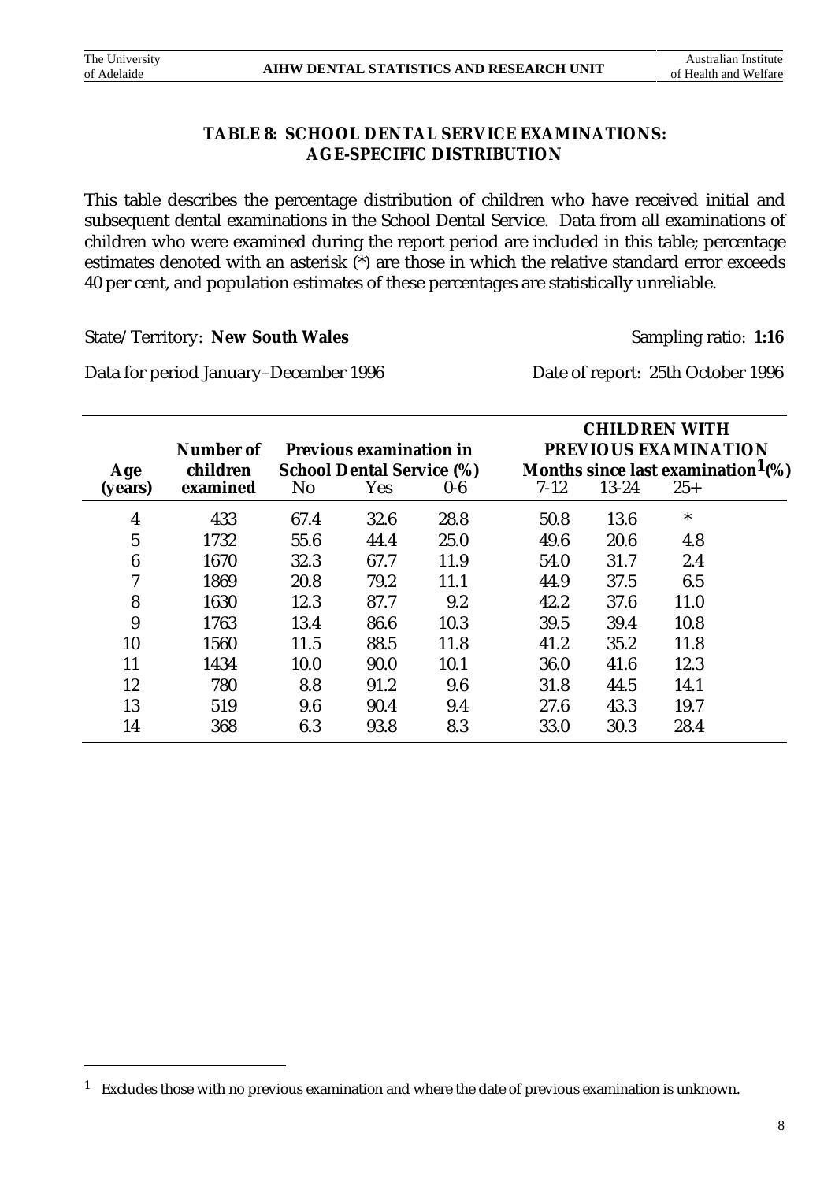## TABLE 8: SCHOOL DENTAL SERVICE EXAMINATIONS: AGE-SPECIFIC DISTRIBUTION

This table describes the percentage distribution of children who have received initial and subsequent dental examinations in the School Dental Service. Data from all examinations of children who were examined during the report period are included in this table; percentage estimates denoted with an asterisk (*) are those in which the relative standard error exceeds 40 per cent, and population estimates of these percentages are statistically unreliable.

State/Territory: **New South Wales** Sampling ratio: **1:16**

Data for period January–December 1996 Date of report: 25th October 1996

| Age (years) | Number of children examined | Previous examination in School Dental Service (%) | | CHILDREN WITH PREVIOUS EXAMINATION Months since last examination[1] (%) | | | |
|---|---|---|---|---|---|---|---|
| | | No | Yes | 0-6 | 7-12 | 13-24 | 25+ |
| 4 | 433 | 67.4 | 32.6 | 28.8 | 50.8 | 13.6 | * |
| 5 | 1732 | 55.6 | 44.4 | 25.0 | 49.6 | 20.6 | 4.8 |
| 6 | 1670 | 32.3 | 67.7 | 11.9 | 54.0 | 31.7 | 2.4 |
| 7 | 1869 | 20.8 | 79.2 | 11.1 | 44.9 | 37.5 | 6.5 |
| 8 | 1630 | 12.3 | 87.7 | 9.2 | 42.2 | 37.6 | 11.0 |
| 9 | 1763 | 13.4 | 86.6 | 10.3 | 39.5 | 39.4 | 10.8 |
| 10 | 1560 | 11.5 | 88.5 | 11.8 | 41.2 | 35.2 | 11.8 |
| 11 | 1434 | 10.0 | 90.0 | 10.1 | 36.0 | 41.6 | 12.3 |
| 12 | 780 | 8.8 | 91.2 | 9.6 | 31.8 | 44.5 | 14.1 |
| 13 | 519 | 9.6 | 90.4 | 9.4 | 27.6 | 43.3 | 19.7 |
| 14 | 368 | 6.3 | 93.8 | 8.3 | 33.0 | 30.3 | 28.4 |

[1] Excludes those with no previous examination and where the date of previous examination is unknown.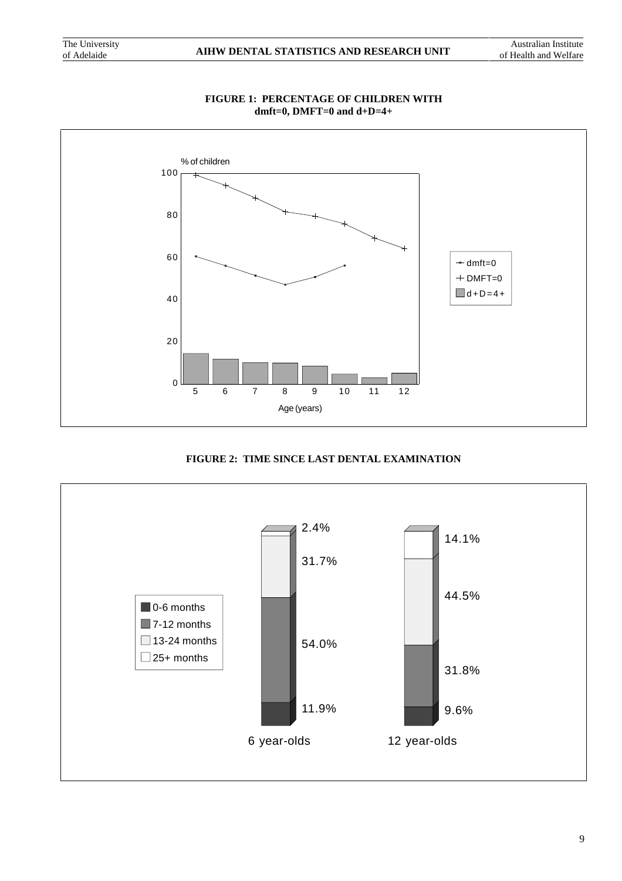**FIGURE 1: PERCENTAGE OF CHILDREN WITH dmft=0, DMFT=0 and d+D=4+**

% of children

100

80

60

40

20

0

5 6 7 8 9 10 11 12

Age (years)

dmft=0

DMFT=0

d+D=4+

**FIGURE 2: TIME SINCE LAST DENTAL EXAMINATION**

0-6 months

7-12 months

13-24 months

25+ months

6 year-olds: 2.4%, 31.7%, 54.0%, 11.9%

12 year-olds: 14.1%, 44.5%, 31.8%, 9.6%